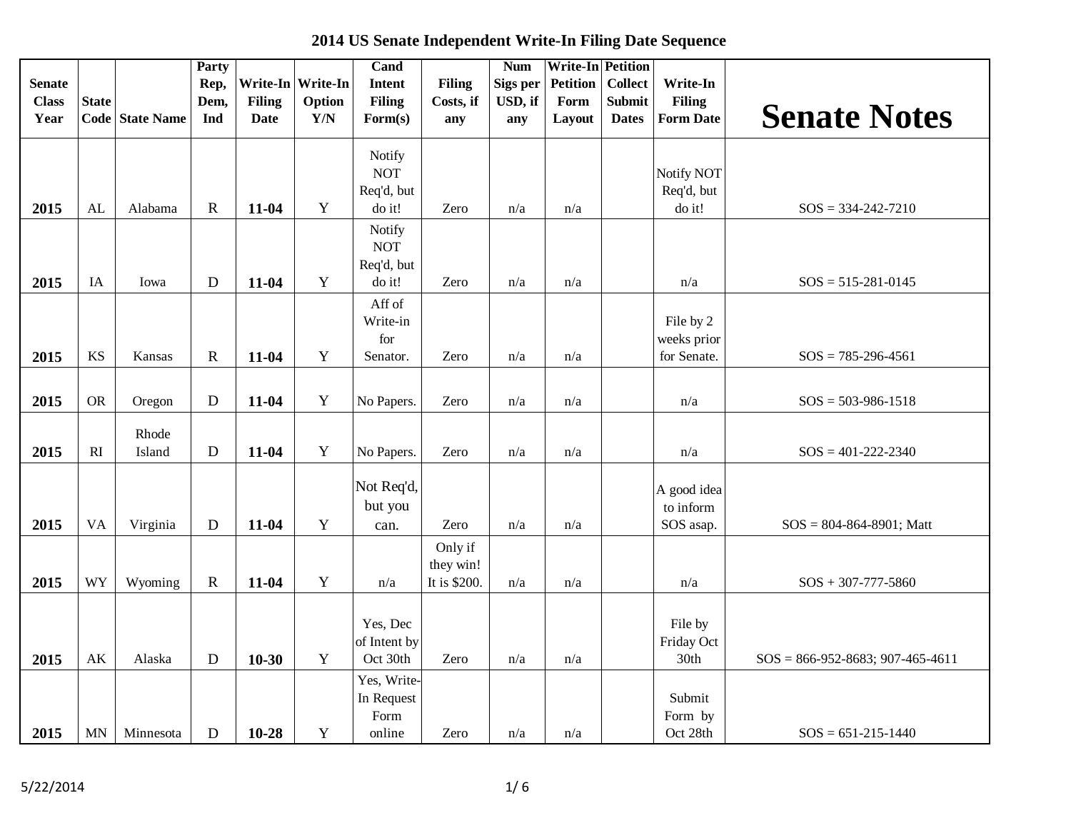# 2014 US Senate Independent Write-In Filing Date Sequence

| Senate Class Year | State Code | State Name | Party Rep, Dem, Ind | Write-In Filing Date | Write-In Option Y/N | Cand Intent Filing Form(s) | Filing Costs, if any | Num Sigs per USD, if any | Write-In Petition Form Layout | Petition Collect Submit Dates | Write-In Filing Form Date | Senate Notes |
|---|---|---|---|---|---|---|---|---|---|---|---|---|
| 2015 | AL | Alabama | R | **11-04** | Y | Notify NOT Req'd, but do it! | Zero | n/a | n/a | | Notify NOT Req'd, but do it! | SOS = 334-242-7210 |
| 2015 | IA | Iowa | D | **11-04** | Y | Notify NOT Req'd, but do it! | Zero | n/a | n/a | | n/a | SOS = 515-281-0145 |
| 2015 | KS | Kansas | R | **11-04** | Y | Aff of Write-in for Senator. | Zero | n/a | n/a | | File by 2 weeks prior for Senate. | SOS = 785-296-4561 |
| 2015 | OR | Oregon | D | **11-04** | Y | No Papers. | Zero | n/a | n/a | | n/a | SOS = 503-986-1518 |
| 2015 | RI | Rhode Island | D | **11-04** | Y | No Papers. | Zero | n/a | n/a | | n/a | SOS = 401-222-2340 |
| 2015 | VA | Virginia | D | **11-04** | Y | Not Req'd, but you can. | Zero | n/a | n/a | | A good idea to inform SOS asap. | SOS = 804-864-8901; Matt |
| 2015 | WY | Wyoming | R | **11-04** | Y | n/a | Only if they win! It is $200. | n/a | n/a | | n/a | SOS + 307-777-5860 |
| 2015 | AK | Alaska | D | **10-30** | Y | Yes, Dec of Intent by Oct 30th | Zero | n/a | n/a | | File by Friday Oct 30th | SOS = 866-952-8683; 907-465-4611 |
| 2015 | MN | Minnesota | D | **10-28** | Y | Yes, Write-In Request Form online | Zero | n/a | n/a | | Submit Form by Oct 28th | SOS = 651-215-1440 |

5/22/2014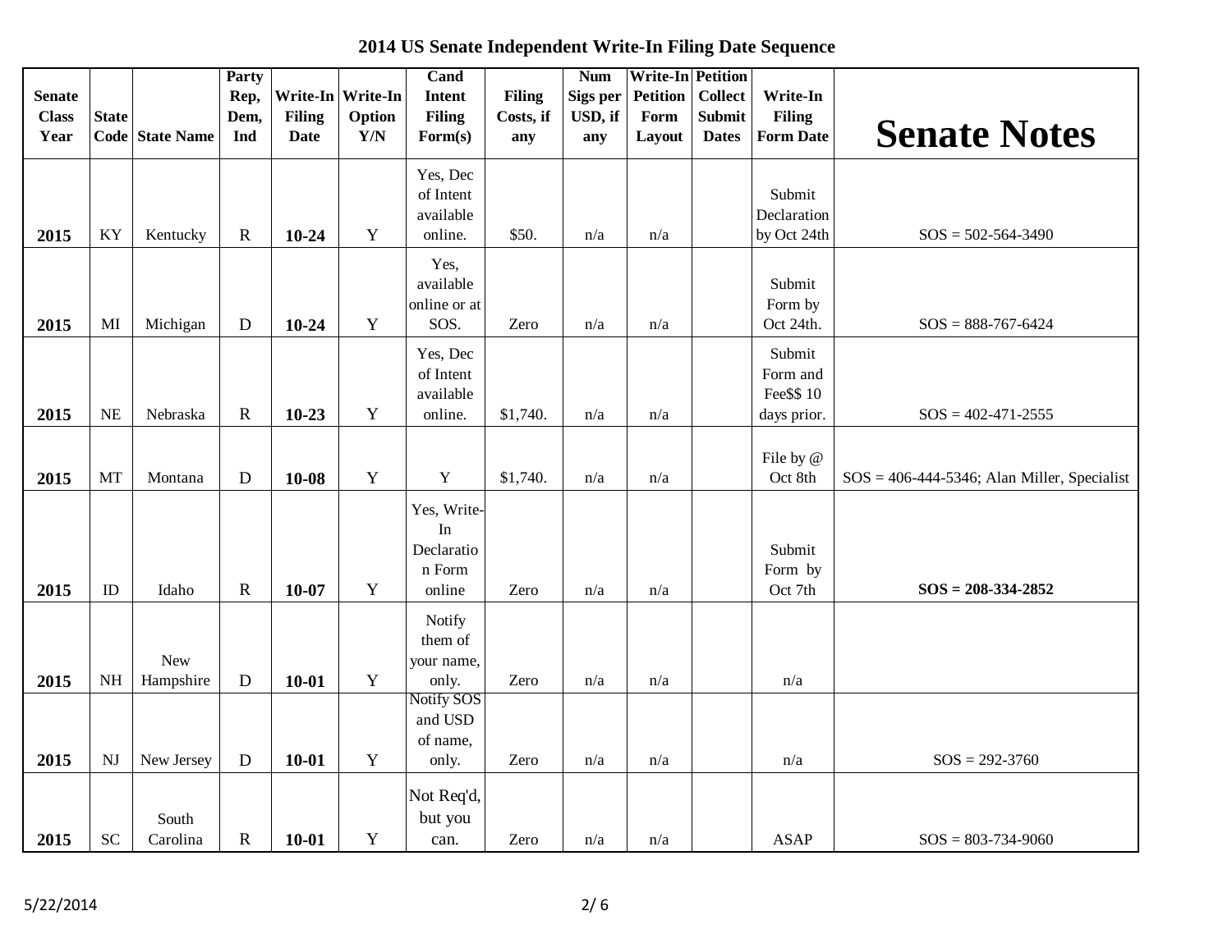# 2014 US Senate Independent Write-In Filing Date Sequence

| Senate Class Year | State Code | State Name | Party Rep, Dem, Ind | Write-In Filing Date | Write-In Option Y/N | Cand Intent Filing Form(s) | Filing Costs, if any | Num Sigs per USD, if any | Write-In Petition Form Layout | Petition Collect Submit Dates | Write-In Filing Form Date | Senate Notes |
|---|---|---|---|---|---|---|---|---|---|---|---|---|
| **2015** | KY | Kentucky | R | **10-24** | Y | Yes, Dec of Intent available online. | $50. | n/a | n/a | | Submit Declaration by Oct 24th | SOS = 502-564-3490 |
| **2015** | MI | Michigan | D | **10-24** | Y | Yes, available online or at SOS. | Zero | n/a | n/a | | Submit Form by Oct 24th. | SOS = 888-767-6424 |
| **2015** | NE | Nebraska | R | **10-23** | Y | Yes, Dec of Intent available online. | $1,740. | n/a | n/a | | Submit Form and Fee$$ 10 days prior. | SOS = 402-471-2555 |
| **2015** | MT | Montana | D | **10-08** | Y | Y | $1,740. | n/a | n/a | | File by @ Oct 8th | SOS = 406-444-5346; Alan Miller, Specialist |
| **2015** | ID | Idaho | R | **10-07** | Y | Yes, Write-In Declaration Form online | Zero | n/a | n/a | | Submit Form by Oct 7th | **SOS = 208-334-2852** |
| **2015** | NH | New Hampshire | D | **10-01** | Y | Notify them of your name, only. | Zero | n/a | n/a | | n/a | |
| **2015** | NJ | New Jersey | D | **10-01** | Y | Notify SOS and USD of name, only. | Zero | n/a | n/a | | n/a | SOS = 292-3760 |
| **2015** | SC | South Carolina | R | **10-01** | Y | Not Req'd, but you can. | Zero | n/a | n/a | | ASAP | SOS = 803-734-9060 |

5/22/2014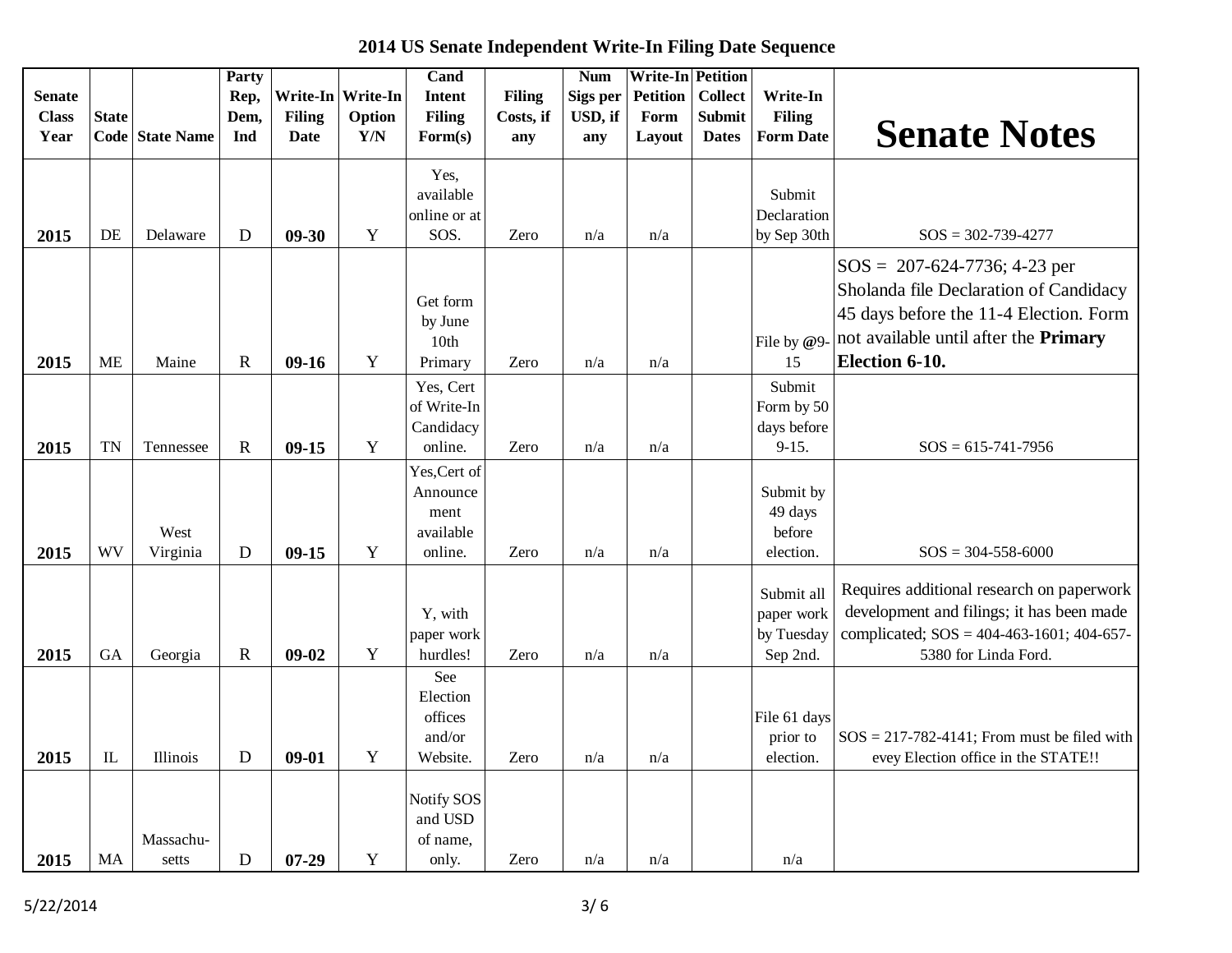# 2014 US Senate Independent Write-In Filing Date Sequence

| Senate Class Year | State Code | State Name | Party Rep, Dem, Ind | Write-In Filing Date | Write-In Option Y/N | Cand Intent Filing Form(s) | Filing Costs, if any | Num Sigs per USD, if any | Write-In Petition Form Layout | Petition Collect Submit Dates | Write-In Filing Form Date | Senate Notes |
|---|---|---|---|---|---|---|---|---|---|---|---|---|
| **2015** | DE | Delaware | D | **09-30** | Y | Yes, available online or at SOS. | Zero | n/a | n/a | | Submit Declaration by Sep 30th | SOS = 302-739-4277 |
| **2015** | ME | Maine | R | **09-16** | Y | Get form by June 10th Primary | Zero | n/a | n/a | | File by @9-15 | SOS = 207-624-7736; 4-23 per Sholanda file Declaration of Candidacy 45 days before the 11-4 Election. Form not available until after the **Primary Election 6-10.** |
| **2015** | TN | Tennessee | R | **09-15** | Y | Yes, Cert of Write-In Candidacy online. | Zero | n/a | n/a | | Submit Form by 50 days before 9-15. | SOS = 615-741-7956 |
| **2015** | WV | West Virginia | D | **09-15** | Y | Yes,Cert of Announcement available online. | Zero | n/a | n/a | | Submit by 49 days before election. | SOS = 304-558-6000 |
| **2015** | GA | Georgia | R | **09-02** | Y | Y, with paper work hurdles! | Zero | n/a | n/a | | Submit all paper work by Tuesday Sep 2nd. | Requires additional research on paperwork development and filings; it has been made complicated; SOS = 404-463-1601; 404-657-5380 for Linda Ford. |
| **2015** | IL | Illinois | D | **09-01** | Y | See Election offices and/or Website. | Zero | n/a | n/a | | File 61 days prior to election. | SOS = 217-782-4141; From must be filed with evey Election office in the STATE!! |
| **2015** | MA | Massachu-setts | D | **07-29** | Y | Notify SOS and USD of name, only. | Zero | n/a | n/a | | n/a | |

5/22/2014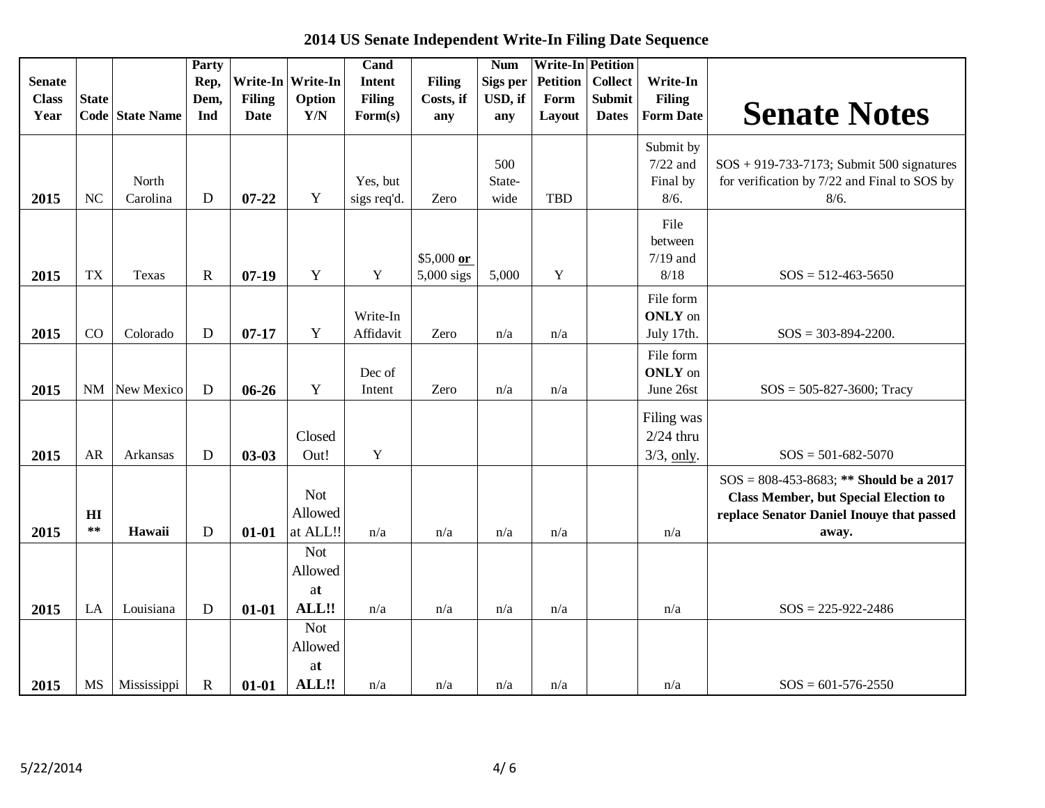# 2014 US Senate Independent Write-In Filing Date Sequence

| Senate Class Year | State Code | State Name | Party Rep, Dem, Ind | Write-In Filing Date | Write-In Option Y/N | Cand Intent Filing Form(s) | Filing Costs, if any | Num Sigs per USD, if any | Write-In Petition Form Layout | Petition Collect Submit Dates | Write-In Filing Form Date | Senate Notes |
|---|---|---|---|---|---|---|---|---|---|---|---|---|
| 2015 | NC | North Carolina | D | **07-22** | Y | Yes, but sigs req'd. | Zero | 500 State-wide | TBD | | Submit by 7/22 and Final by 8/6. | SOS + 919-733-7173; Submit 500 signatures for verification by 7/22 and Final to SOS by 8/6. |
| 2015 | TX | Texas | R | **07-19** | Y | Y | $5,000 **or** 5,000 sigs | 5,000 | Y | | File between 7/19 and 8/18 | SOS = 512-463-5650 |
| 2015 | CO | Colorado | D | **07-17** | Y | Write-In Affidavit | Zero | n/a | n/a | | File form **ONLY** on July 17th. | SOS = 303-894-2200. |
| 2015 | NM | New Mexico | D | **06-26** | Y | Dec of Intent | Zero | n/a | n/a | | File form **ONLY** on June 26st | SOS = 505-827-3600; Tracy |
| 2015 | AR | Arkansas | D | **03-03** | Closed Out! | Y | | | | | Filing was 2/24 thru 3/3, only. | SOS = 501-682-5070 |
| 2015 | **HI \*\*** | **Hawaii** | D | **01-01** | Not Allowed at ALL!! | n/a | n/a | n/a | n/a | | n/a | SOS = 808-453-8683; **\*\* Should be a 2017 Class Member, but Special Election to replace Senator Daniel Inouye that passed away.** |
| 2015 | LA | Louisiana | D | **01-01** | Not Allowed at **ALL!!** | n/a | n/a | n/a | n/a | | n/a | SOS = 225-922-2486 |
| 2015 | MS | Mississippi | R | **01-01** | Not Allowed at **ALL!!** | n/a | n/a | n/a | n/a | | n/a | SOS = 601-576-2550 |

5/22/2014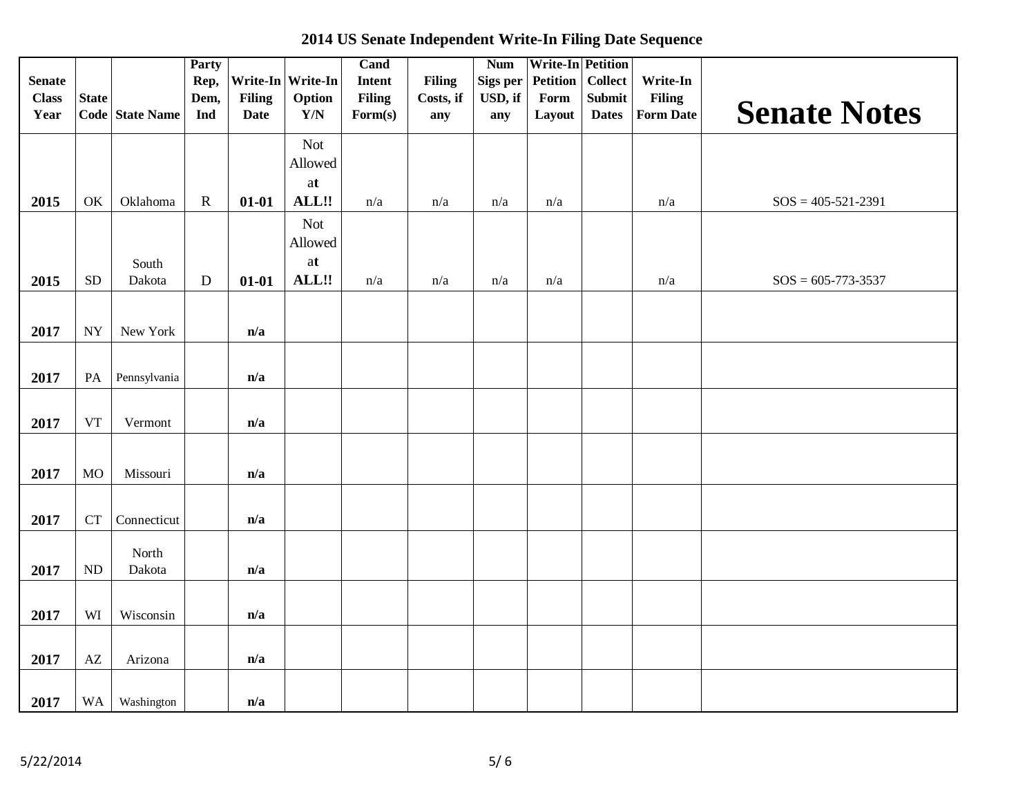# 2014 US Senate Independent Write-In Filing Date Sequence

| Senate Class Year | State Code | State Name | Party Rep, Dem, Ind | Write-In Filing Date | Write-In Option Y/N | Cand Intent Filing Form(s) | Filing Costs, if any | Num Sigs per USD, if any | Write-In Petition Form Layout | Petition Collect Submit Dates | Write-In Filing Form Date | Senate Notes |
|---|---|---|---|---|---|---|---|---|---|---|---|---|
| 2015 | OK | Oklahoma | R | **01-01** | Not Allowed at **ALL!!** | n/a | n/a | n/a | n/a | | n/a | SOS = 405-521-2391 |
| 2015 | SD | South Dakota | D | **01-01** | Not Allowed at **ALL!!** | n/a | n/a | n/a | n/a | | n/a | SOS = 605-773-3537 |
| 2017 | NY | New York | | **n/a** | | | | | | | | |
| 2017 | PA | Pennsylvania | | **n/a** | | | | | | | | |
| 2017 | VT | Vermont | | **n/a** | | | | | | | | |
| 2017 | MO | Missouri | | **n/a** | | | | | | | | |
| 2017 | CT | Connecticut | | **n/a** | | | | | | | | |
| 2017 | ND | North Dakota | | **n/a** | | | | | | | | |
| 2017 | WI | Wisconsin | | **n/a** | | | | | | | | |
| 2017 | AZ | Arizona | | **n/a** | | | | | | | | |
| 2017 | WA | Washington | | **n/a** | | | | | | | | |

5/22/2014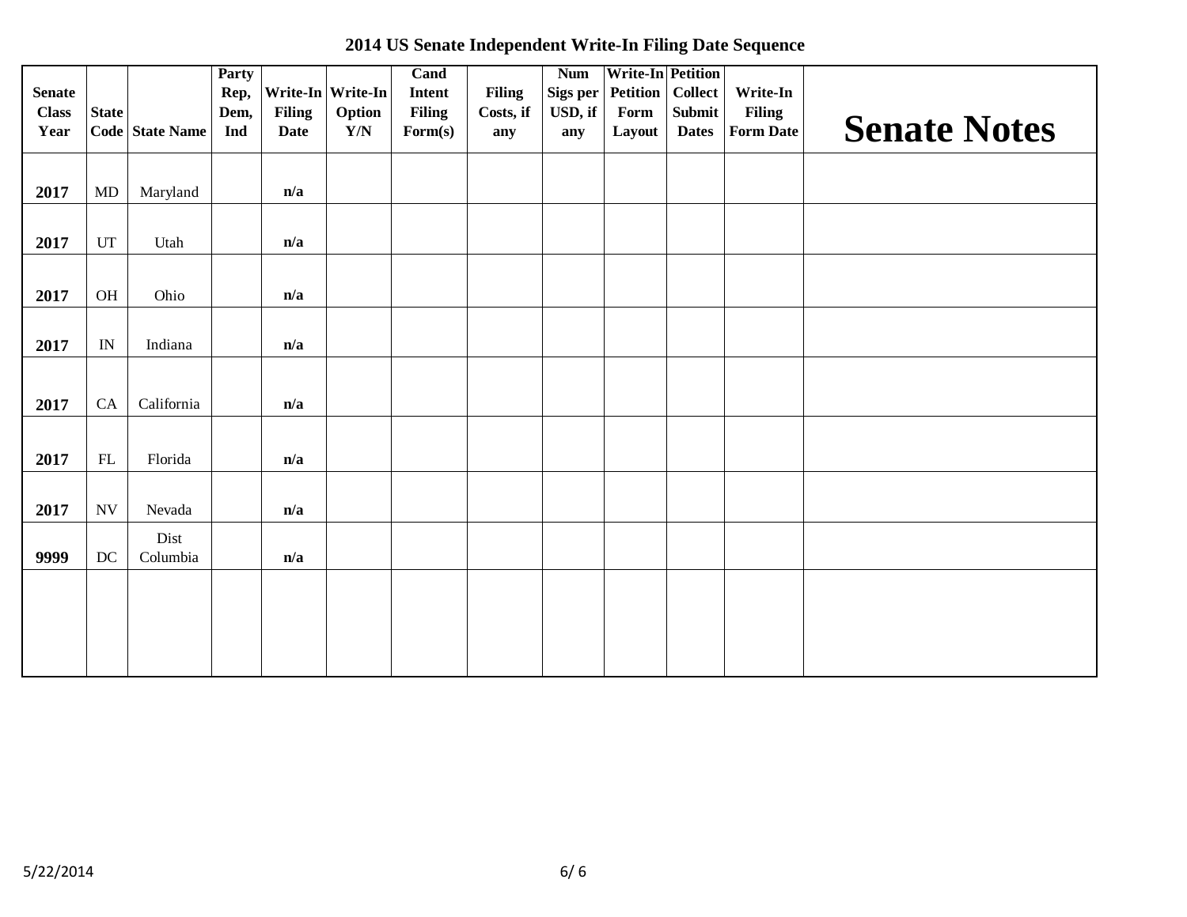## 2014 US Senate Independent Write-In Filing Date Sequence

| Senate Class Year | State Code | State Name | Party Rep, Dem, Ind | Write-In Filing Date | Write-In Option Y/N | Cand Intent Filing Form(s) | Filing Costs, if any | Num Sigs per USD, if any | Write-In Petition Form Layout | Petition Collect Submit Dates | Write-In Filing Form Date | Senate Notes |
|---|---|---|---|---|---|---|---|---|---|---|---|---|
| 2017 | MD | Maryland | | n/a | | | | | | | | |
| 2017 | UT | Utah | | n/a | | | | | | | | |
| 2017 | OH | Ohio | | n/a | | | | | | | | |
| 2017 | IN | Indiana | | n/a | | | | | | | | |
| 2017 | CA | California | | n/a | | | | | | | | |
| 2017 | FL | Florida | | n/a | | | | | | | | |
| 2017 | NV | Nevada | | n/a | | | | | | | | |
| 9999 | DC | Dist Columbia | | n/a | | | | | | | | |
| | | | | | | | | | | | | |

5/22/2014